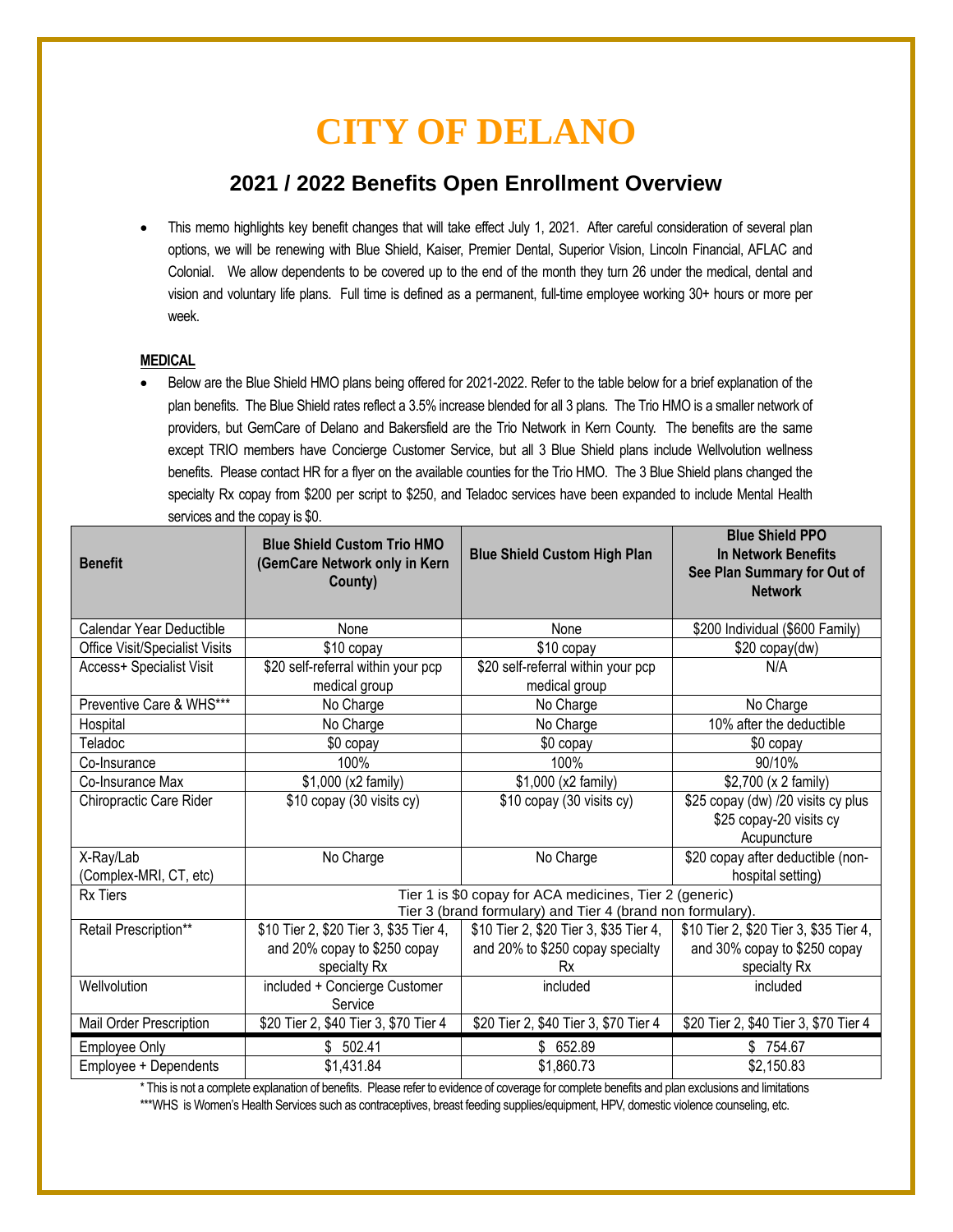# CITY OF DELANO

## 2021 / 2022 Benefits Open Enrollment Overview

- This memo highlights key benefit changes that will take effect July 1, 2021. After careful consideration of several plan options, we will be renewing with Blue Shield, Kaiser, Premier Dental, Superior Vision, Lincoln Financial, AFLAC and Colonial. We allow dependents to be covered up to the end of the month they turn 26 under the medical, dental and vision and voluntary life plans. Full time is defined as a permanent, full-time employee working 30+ hours or more per week.

**MEDICAL**

- Below are the Blue Shield HMO plans being offered for 2021-2022. Refer to the table below for a brief explanation of the plan benefits. The Blue Shield rates reflect a 3.5% increase blended for all 3 plans. The Trio HMO is a smaller network of providers, but GemCare of Delano and Bakersfield are the Trio Network in Kern County. The benefits are the same except TRIO members have Concierge Customer Service, but all 3 Blue Shield plans include Wellvolution wellness benefits. Please contact HR for a flyer on the available counties for the Trio HMO. The 3 Blue Shield plans changed the specialty Rx copay from $200 per script to $250, and Teladoc services have been expanded to include Mental Health services and the copay is $0.

| Benefit | Blue Shield Custom Trio HMO (GemCare Network only in Kern County) | Blue Shield Custom High Plan | Blue Shield PPO In Network Benefits See Plan Summary for Out of Network |
|---|---|---|---|
| Calendar Year Deductible | None | None | $200 Individual ($600 Family) |
| Office Visit/Specialist Visits | $10 copay | $10 copay | $20 copay(dw) |
| Access+ Specialist Visit | $20 self-referral within your pcp medical group | $20 self-referral within your pcp medical group | N/A |
| Preventive Care & WHS*** | No Charge | No Charge | No Charge |
| Hospital | No Charge | No Charge | 10% after the deductible |
| Teladoc | $0 copay | $0 copay | $0 copay |
| Co-Insurance | 100% | 100% | 90/10% |
| Co-Insurance Max | $1,000 (x2 family) | $1,000 (x2 family) | $2,700 (x 2 family) |
| Chiropractic Care Rider | $10 copay (30 visits cy) | $10 copay (30 visits cy) | $25 copay (dw) /20 visits cy plus $25 copay-20 visits cy Acupuncture |
| X-Ray/Lab (Complex-MRI, CT, etc) | No Charge | No Charge | $20 copay after deductible (non-hospital setting) |
| Rx Tiers | Tier 1 is $0 copay for ACA medicines, Tier 2 (generic) Tier 3 (brand formulary) and Tier 4 (brand non formulary). | | |
| Retail Prescription** | $10 Tier 2, $20 Tier 3, $35 Tier 4, and 20% copay to $250 copay specialty Rx | $10 Tier 2, $20 Tier 3, $35 Tier 4, and 20% to $250 copay specialty Rx | $10 Tier 2, $20 Tier 3, $35 Tier 4, and 30% copay to $250 copay specialty Rx |
| Wellvolution | included + Concierge Customer Service | included | included |
| Mail Order Prescription | $20 Tier 2, $40 Tier 3, $70 Tier 4 | $20 Tier 2, $40 Tier 3, $70 Tier 4 | $20 Tier 2, $40 Tier 3, $70 Tier 4 |
| Employee Only | $ 502.41 | $ 652.89 | $ 754.67 |
| Employee + Dependents | $1,431.84 | $1,860.73 | $2,150.83 |

\* This is not a complete explanation of benefits. Please refer to evidence of coverage for complete benefits and plan exclusions and limitations

***WHS is Women's Health Services such as contraceptives, breast feeding supplies/equipment, HPV, domestic violence counseling, etc.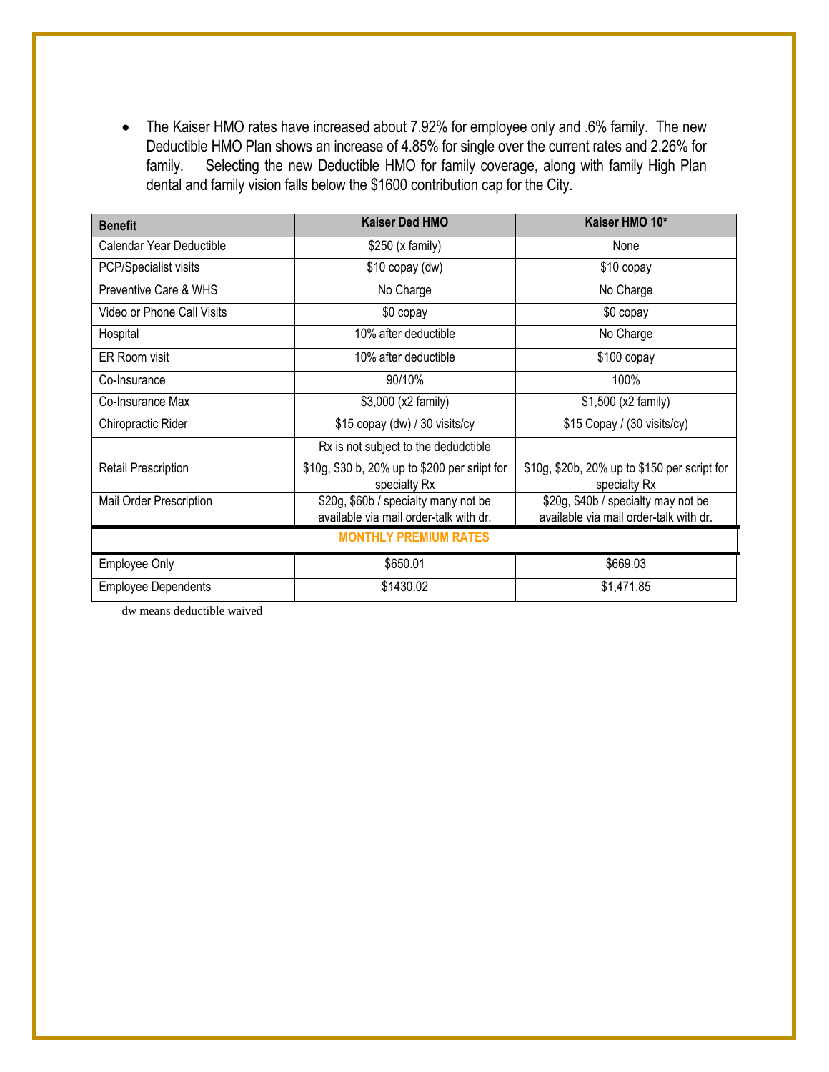- The Kaiser HMO rates have increased about 7.92% for employee only and .6% family. The new Deductible HMO Plan shows an increase of 4.85% for single over the current rates and 2.26% for family. Selecting the new Deductible HMO for family coverage, along with family High Plan dental and family vision falls below the $1600 contribution cap for the City.

| Benefit | Kaiser Ded HMO | Kaiser HMO 10* |
|---|---|---|
| Calendar Year Deductible | $250 (x family) | None |
| PCP/Specialist visits | $10 copay (dw) | $10 copay |
| Preventive Care & WHS | No Charge | No Charge |
| Video or Phone Call Visits | $0 copay | $0 copay |
| Hospital | 10% after deductible | No Charge |
| ER Room visit | 10% after deductible | $100 copay |
| Co-Insurance | 90/10% | 100% |
| Co-Insurance Max | $3,000 (x2 family) | $1,500 (x2 family) |
| Chiropractic Rider | $15 copay (dw) / 30 visits/cy | $15 Copay / (30 visits/cy) |
| | Rx is not subject to the dedudctible | |
| Retail Prescription | $10g, $30 b, 20% up to $200 per sriipt for specialty Rx | $10g, $20b, 20% up to $150 per script for specialty Rx |
| Mail Order Prescription | $20g, $60b / specialty many not be available via mail order-talk with dr. | $20g, $40b / specialty may not be available via mail order-talk with dr. |
| **MONTHLY PREMIUM RATES** | | |
| Employee Only | $650.01 | $669.03 |
| Employee Dependents | $1430.02 | $1,471.85 |

dw means deductible waived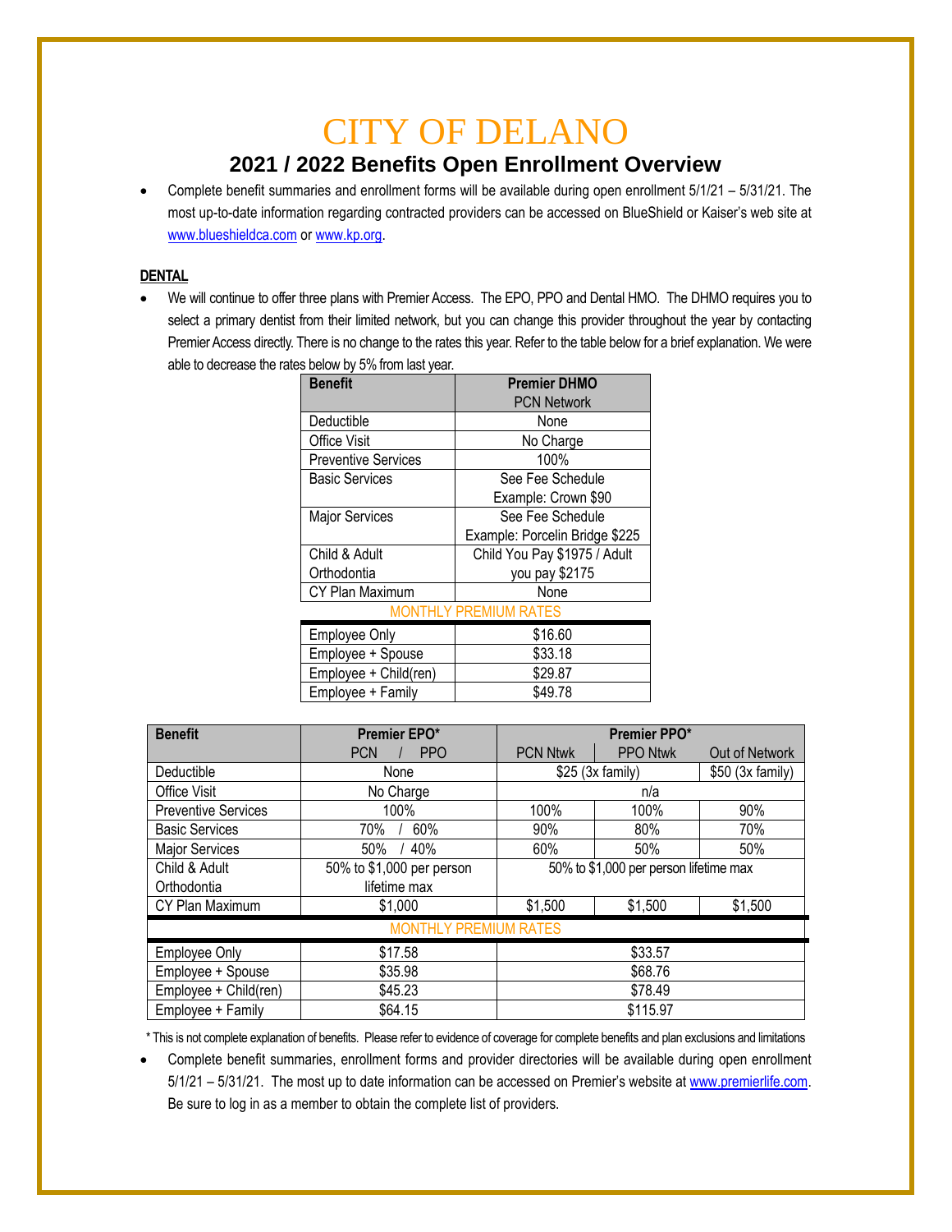# CITY OF DELANO

## 2021 / 2022 Benefits Open Enrollment Overview

- Complete benefit summaries and enrollment forms will be available during open enrollment 5/1/21 – 5/31/21. The most up-to-date information regarding contracted providers can be accessed on BlueShield or Kaiser's web site at www.blueshieldca.com or www.kp.org.

**DENTAL**

- We will continue to offer three plans with Premier Access. The EPO, PPO and Dental HMO. The DHMO requires you to select a primary dentist from their limited network, but you can change this provider throughout the year by contacting Premier Access directly. There is no change to the rates this year. Refer to the table below for a brief explanation. We were able to decrease the rates below by 5% from last year.

| Benefit | Premier DHMO PCN Network |
|---|---|
| Deductible | None |
| Office Visit | No Charge |
| Preventive Services | 100% |
| Basic Services | See Fee Schedule Example: Crown $90 |
| Major Services | See Fee Schedule Example: Porcelin Bridge $225 |
| Child & Adult Orthodontia | Child You Pay $1975 / Adult you pay $2175 |
| CY Plan Maximum | None |
| **MONTHLY PREMIUM RATES** | |
| Employee Only | $16.60 |
| Employee + Spouse | $33.18 |
| Employee + Child(ren) | $29.87 |
| Employee + Family | $49.78 |

| Benefit | Premier EPO* | Premier PPO* | | |
|---|---|---|---|---|
| | PCN / PPO | PCN Ntwk | PPO Ntwk | Out of Network |
| Deductible | None | $25 (3x family) | | $50 (3x family) |
| Office Visit | No Charge | n/a | | |
| Preventive Services | 100% | 100% | 100% | 90% |
| Basic Services | 70% / 60% | 90% | 80% | 70% |
| Major Services | 50% / 40% | 60% | 50% | 50% |
| Child & Adult Orthodontia | 50% to $1,000 per person lifetime max | 50% to $1,000 per person lifetime max | | |
| CY Plan Maximum | $1,000 | $1,500 | $1,500 | $1,500 |
| **MONTHLY PREMIUM RATES** | | | | |
| Employee Only | $17.58 | $33.57 | | |
| Employee + Spouse | $35.98 | $68.76 | | |
| Employee + Child(ren) | $45.23 | $78.49 | | |
| Employee + Family | $64.15 | $115.97 | | |

* This is not complete explanation of benefits. Please refer to evidence of coverage for complete benefits and plan exclusions and limitations

- Complete benefit summaries, enrollment forms and provider directories will be available during open enrollment 5/1/21 – 5/31/21. The most up to date information can be accessed on Premier's website at www.premierlife.com. Be sure to log in as a member to obtain the complete list of providers.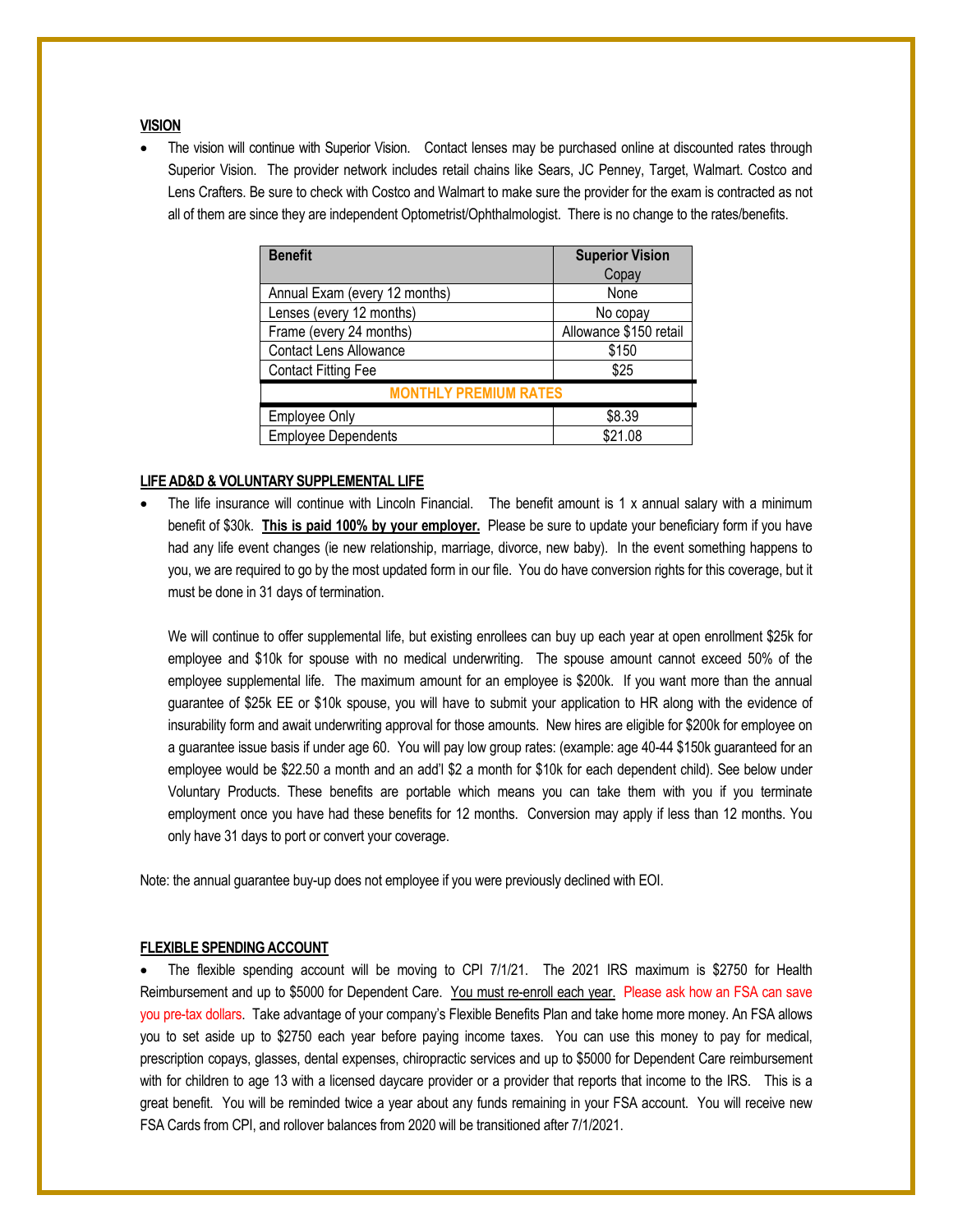## VISION

- The vision will continue with Superior Vision. Contact lenses may be purchased online at discounted rates through Superior Vision. The provider network includes retail chains like Sears, JC Penney, Target, Walmart. Costco and Lens Crafters. Be sure to check with Costco and Walmart to make sure the provider for the exam is contracted as not all of them are since they are independent Optometrist/Ophthalmologist. There is no change to the rates/benefits.

| Benefit | Superior Vision Copay |
| --- | --- |
| Annual Exam (every 12 months) | None |
| Lenses (every 12 months) | No copay |
| Frame (every 24 months) | Allowance $150 retail |
| Contact Lens Allowance | $150 |
| Contact Fitting Fee | $25 |
| **MONTHLY PREMIUM RATES** | |
| Employee Only | $8.39 |
| Employee Dependents | $21.08 |

## LIFE AD&D & VOLUNTARY SUPPLEMENTAL LIFE

- The life insurance will continue with Lincoln Financial. The benefit amount is 1 x annual salary with a minimum benefit of $30k. **This is paid 100% by your employer.** Please be sure to update your beneficiary form if you have had any life event changes (ie new relationship, marriage, divorce, new baby). In the event something happens to you, we are required to go by the most updated form in our file. You do have conversion rights for this coverage, but it must be done in 31 days of termination.

  We will continue to offer supplemental life, but existing enrollees can buy up each year at open enrollment $25k for employee and $10k for spouse with no medical underwriting. The spouse amount cannot exceed 50% of the employee supplemental life. The maximum amount for an employee is $200k. If you want more than the annual guarantee of $25k EE or $10k spouse, you will have to submit your application to HR along with the evidence of insurability form and await underwriting approval for those amounts. New hires are eligible for $200k for employee on a guarantee issue basis if under age 60. You will pay low group rates: (example: age 40-44 $150k guaranteed for an employee would be $22.50 a month and an add'l $2 a month for $10k for each dependent child). See below under Voluntary Products. These benefits are portable which means you can take them with you if you terminate employment once you have had these benefits for 12 months. Conversion may apply if less than 12 months. You only have 31 days to port or convert your coverage.

Note: the annual guarantee buy-up does not employee if you were previously declined with EOI.

## FLEXIBLE SPENDING ACCOUNT

- The flexible spending account will be moving to CPI 7/1/21. The 2021 IRS maximum is $2750 for Health Reimbursement and up to $5000 for Dependent Care. You must re-enroll each year. Please ask how an FSA can save you pre-tax dollars. Take advantage of your company's Flexible Benefits Plan and take home more money. An FSA allows you to set aside up to $2750 each year before paying income taxes. You can use this money to pay for medical, prescription copays, glasses, dental expenses, chiropractic services and up to $5000 for Dependent Care reimbursement with for children to age 13 with a licensed daycare provider or a provider that reports that income to the IRS. This is a great benefit. You will be reminded twice a year about any funds remaining in your FSA account. You will receive new FSA Cards from CPI, and rollover balances from 2020 will be transitioned after 7/1/2021.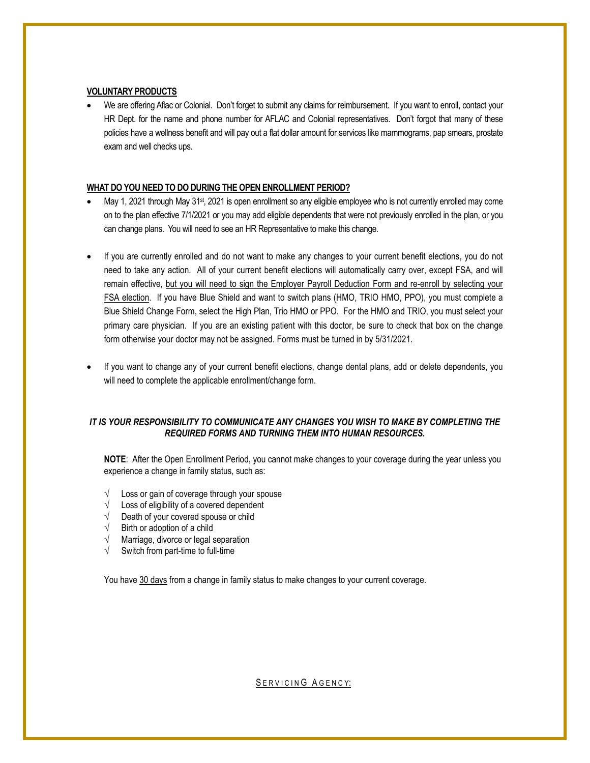**VOLUNTARY PRODUCTS**

- We are offering Aflac or Colonial. Don't forget to submit any claims for reimbursement. If you want to enroll, contact your HR Dept. for the name and phone number for AFLAC and Colonial representatives. Don't forgot that many of these policies have a wellness benefit and will pay out a flat dollar amount for services like mammograms, pap smears, prostate exam and well checks ups.

**WHAT DO YOU NEED TO DO DURING THE OPEN ENROLLMENT PERIOD?**

- May 1, 2021 through May 31st, 2021 is open enrollment so any eligible employee who is not currently enrolled may come on to the plan effective 7/1/2021 or you may add eligible dependents that were not previously enrolled in the plan, or you can change plans. You will need to see an HR Representative to make this change.

- If you are currently enrolled and do not want to make any changes to your current benefit elections, you do not need to take any action. All of your current benefit elections will automatically carry over, except FSA, and will remain effective, <u>but you will need to sign the Employer Payroll Deduction Form and re-enroll by selecting your FSA election</u>. If you have Blue Shield and want to switch plans (HMO, TRIO HMO, PPO), you must complete a Blue Shield Change Form, select the High Plan, Trio HMO or PPO. For the HMO and TRIO, you must select your primary care physician. If you are an existing patient with this doctor, be sure to check that box on the change form otherwise your doctor may not be assigned. Forms must be turned in by 5/31/2021.

- If you want to change any of your current benefit elections, change dental plans, add or delete dependents, you will need to complete the applicable enrollment/change form.

***IT IS YOUR RESPONSIBILITY TO COMMUNICATE ANY CHANGES YOU WISH TO MAKE BY COMPLETING THE REQUIRED FORMS AND TURNING THEM INTO HUMAN RESOURCES.***

**NOTE**: After the Open Enrollment Period, you cannot make changes to your coverage during the year unless you experience a change in family status, such as:

- √ Loss or gain of coverage through your spouse
- √ Loss of eligibility of a covered dependent
- √ Death of your covered spouse or child
- √ Birth or adoption of a child
- √ Marriage, divorce or legal separation
- √ Switch from part-time to full-time

You have <u>30 days</u> from a change in family status to make changes to your current coverage.

<u>SERVICING AGENCY:</u>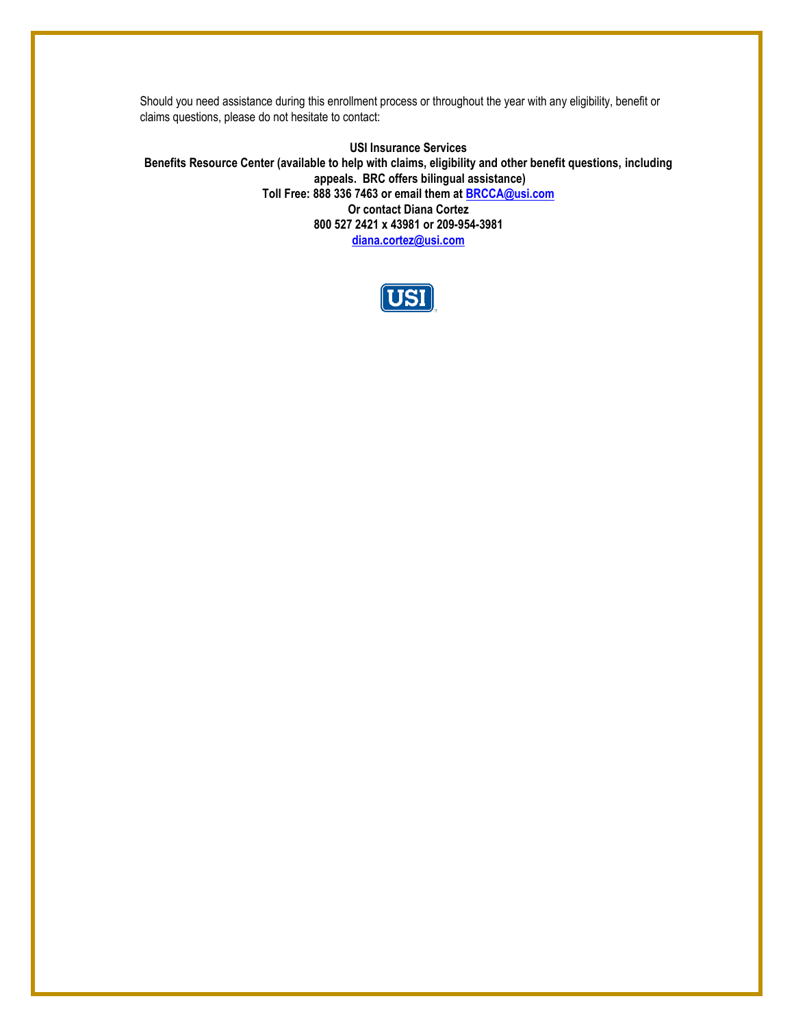Should you need assistance during this enrollment process or throughout the year with any eligibility, benefit or claims questions, please do not hesitate to contact:

**USI Insurance Services**
**Benefits Resource Center (available to help with claims, eligibility and other benefit questions, including appeals. BRC offers bilingual assistance)**
**Toll Free: 888 336 7463 or email them at BRCCA@usi.com**
**Or contact Diana Cortez**
**800 527 2421 x 43981 or 209-954-3981**
**diana.cortez@usi.com**

USI